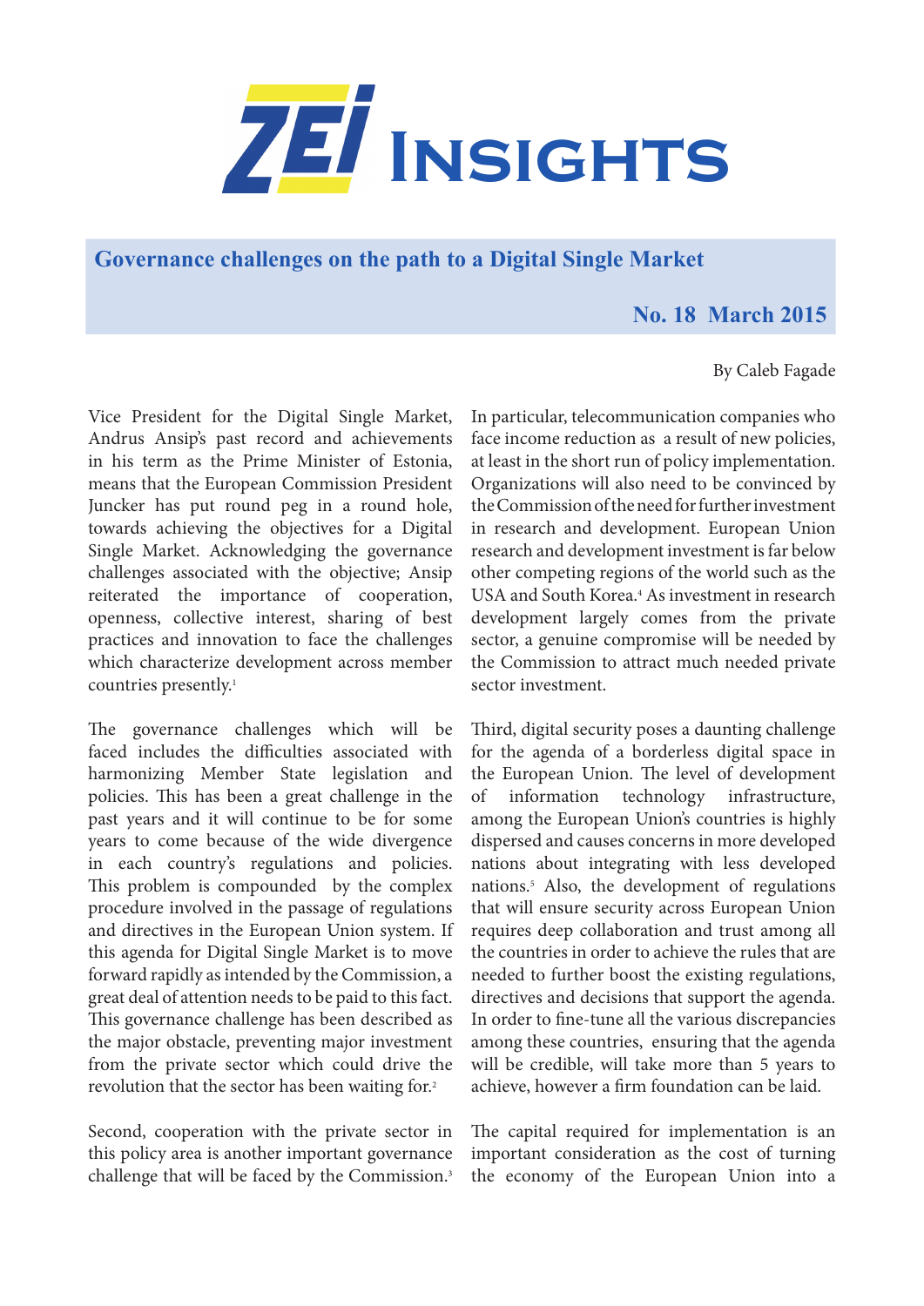# ZEI Insights

## Governance challenges on the path to a Digital Single Market

**No. 18 March 2015**

By Caleb Fagade

Vice President for the Digital Single Market, Andrus Ansip's past record and achievements in his term as the Prime Minister of Estonia, means that the European Commission President Juncker has put round peg in a round hole, towards achieving the objectives for a Digital Single Market. Acknowledging the governance challenges associated with the objective; Ansip reiterated the importance of cooperation, openness, collective interest, sharing of best practices and innovation to face the challenges which characterize development across member countries presently.[1]

The governance challenges which will be faced includes the difficulties associated with harmonizing Member State legislation and policies. This has been a great challenge in the past years and it will continue to be for some years to come because of the wide divergence in each country's regulations and policies. This problem is compounded by the complex procedure involved in the passage of regulations and directives in the European Union system. If this agenda for Digital Single Market is to move forward rapidly as intended by the Commission, a great deal of attention needs to be paid to this fact. This governance challenge has been described as the major obstacle, preventing major investment from the private sector which could drive the revolution that the sector has been waiting for.[2]

Second, cooperation with the private sector in this policy area is another important governance challenge that will be faced by the Commission.[3] In particular, telecommunication companies who face income reduction as a result of new policies, at least in the short run of policy implementation. Organizations will also need to be convinced by the Commission of the need for further investment in research and development. European Union research and development investment is far below other competing regions of the world such as the USA and South Korea.[4] As investment in research development largely comes from the private sector, a genuine compromise will be needed by the Commission to attract much needed private sector investment.

Third, digital security poses a daunting challenge for the agenda of a borderless digital space in the European Union. The level of development of information technology infrastructure, among the European Union's countries is highly dispersed and causes concerns in more developed nations about integrating with less developed nations.[5] Also, the development of regulations that will ensure security across European Union requires deep collaboration and trust among all the countries in order to achieve the rules that are needed to further boost the existing regulations, directives and decisions that support the agenda. In order to fine-tune all the various discrepancies among these countries, ensuring that the agenda will be credible, will take more than 5 years to achieve, however a firm foundation can be laid.

The capital required for implementation is an important consideration as the cost of turning the economy of the European Union into a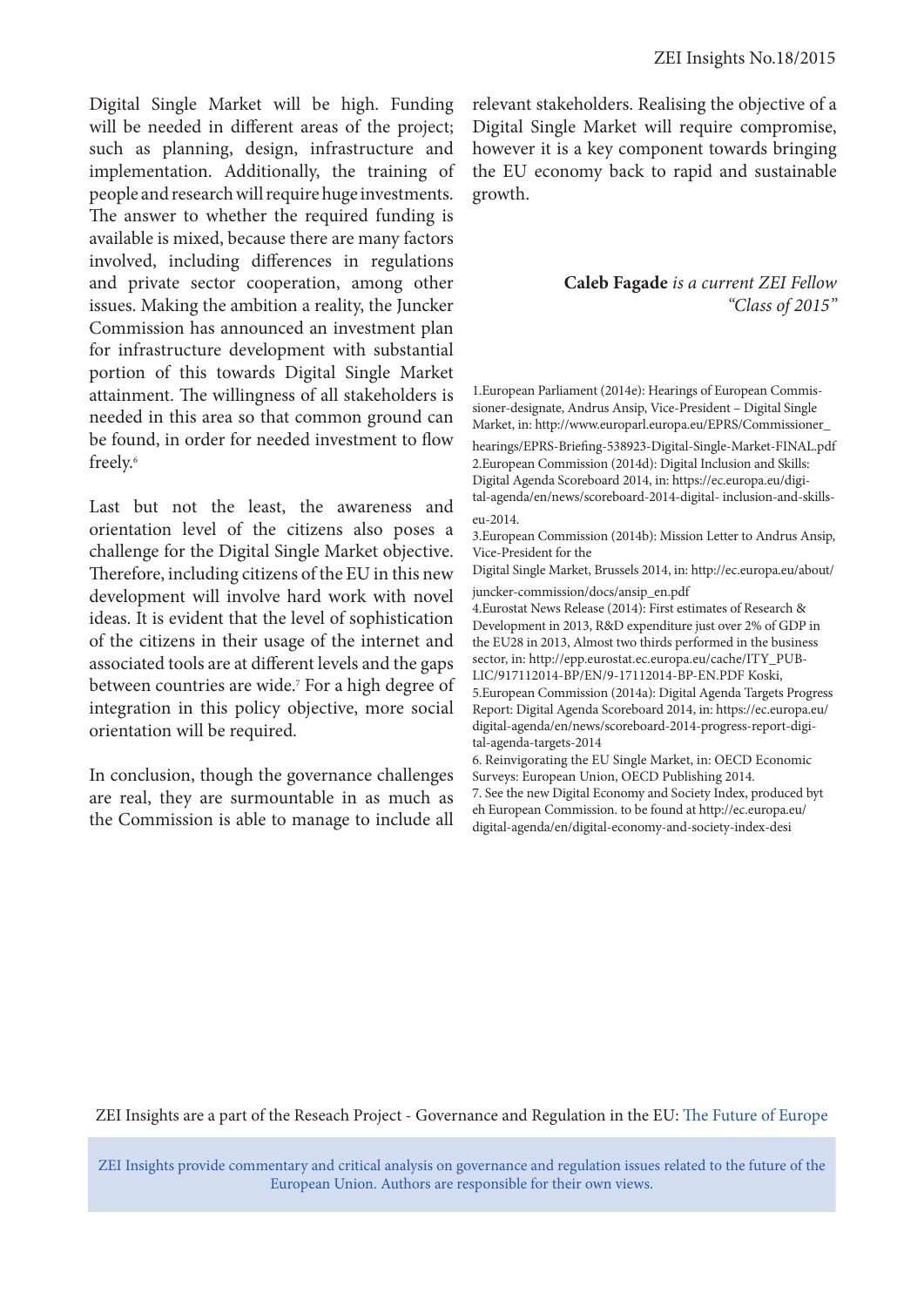Digital Single Market will be high. Funding will be needed in different areas of the project; such as planning, design, infrastructure and implementation. Additionally, the training of people and research will require huge investments. The answer to whether the required funding is available is mixed, because there are many factors involved, including differences in regulations and private sector cooperation, among other issues. Making the ambition a reality, the Juncker Commission has announced an investment plan for infrastructure development with substantial portion of this towards Digital Single Market attainment. The willingness of all stakeholders is needed in this area so that common ground can be found, in order for needed investment to flow freely.[6]

Last but not the least, the awareness and orientation level of the citizens also poses a challenge for the Digital Single Market objective. Therefore, including citizens of the EU in this new development will involve hard work with novel ideas. It is evident that the level of sophistication of the citizens in their usage of the internet and associated tools are at different levels and the gaps between countries are wide.[7] For a high degree of integration in this policy objective, more social orientation will be required.

In conclusion, though the governance challenges are real, they are surmountable in as much as the Commission is able to manage to include all relevant stakeholders. Realising the objective of a Digital Single Market will require compromise, however it is a key component towards bringing the EU economy back to rapid and sustainable growth.

**Caleb Fagade** *is a current ZEI Fellow "Class of 2015"*

1.European Parliament (2014e): Hearings of European Commissioner-designate, Andrus Ansip, Vice-President – Digital Single Market, in: http://www.europarl.europa.eu/EPRS/Commissioner_hearings/EPRS-Briefing-538923-Digital-Single-Market-FINAL.pdf

2.European Commission (2014d): Digital Inclusion and Skills: Digital Agenda Scoreboard 2014, in: https://ec.europa.eu/digital-agenda/en/news/scoreboard-2014-digital- inclusion-and-skills-eu-2014.

3.European Commission (2014b): Mission Letter to Andrus Ansip, Vice-President for the Digital Single Market, Brussels 2014, in: http://ec.europa.eu/about/juncker-commission/docs/ansip_en.pdf

4.Eurostat News Release (2014): First estimates of Research & Development in 2013, R&D expenditure just over 2% of GDP in the EU28 in 2013, Almost two thirds performed in the business sector, in: http://epp.eurostat.ec.europa.eu/cache/ITY_PUBLIC/917112014-BP/EN/9-17112014-BP-EN.PDF Koski,

5.European Commission (2014a): Digital Agenda Targets Progress Report: Digital Agenda Scoreboard 2014, in: https://ec.europa.eu/digital-agenda/en/news/scoreboard-2014-progress-report-digital-agenda-targets-2014

6. Reinvigorating the EU Single Market, in: OECD Economic Surveys: European Union, OECD Publishing 2014.

7. See the new Digital Economy and Society Index, produced byt eh European Commission. to be found at http://ec.europa.eu/digital-agenda/en/digital-economy-and-society-index-desi

ZEI Insights are a part of the Reseach Project - Governance and Regulation in the EU: The Future of Europe

ZEI Insights provide commentary and critical analysis on governance and regulation issues related to the future of the European Union. Authors are responsible for their own views.